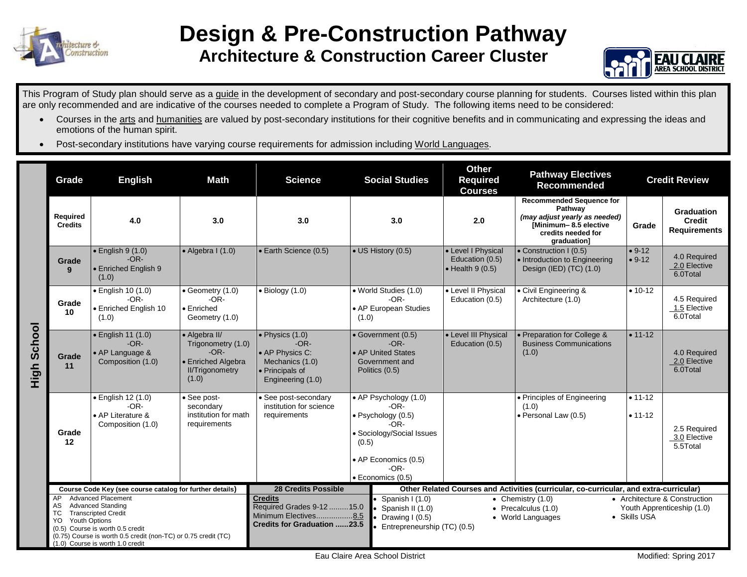# Design & Pre-Construction Pathway
## Architecture & Construction Career Cluster

This Program of Study plan should serve as a guide in the development of secondary and post-secondary course planning for students. Courses listed within this plan are only recommended and are indicative of the courses needed to complete a Program of Study. The following items need to be considered:

- Courses in the arts and humanities are valued by post-secondary institutions for their cognitive benefits and in communicating and expressing the ideas and emotions of the human spirit.
- Post-secondary institutions have varying course requirements for admission including World Languages.

**High School**

| Grade | English | Math | Science | Social Studies | Other Required Courses | Pathway Electives Recommended | Credit Review | |
|---|---|---|---|---|---|---|---|---|
| **Required Credits** | **4.0** | **3.0** | **3.0** | **3.0** | **2.0** | **Recommended Sequence for Pathway** *(may adjust yearly as needed)* **[Minimum– 8.5 elective credits needed for graduation]** | **Grade** | **Graduation Credit Requirements** |
| **Grade 9** | • English 9 (1.0) -OR- • Enriched English 9 (1.0) | • Algebra I (1.0) | • Earth Science (0.5) | • US History (0.5) | • Level I Physical Education (0.5) • Health 9 (0.5) | • Construction I (0.5) • Introduction to Engineering Design (IED) (TC) (1.0) | • 9-12 • 9-12 | 4.0 Required 2.0 Elective 6.0Total |
| **Grade 10** | • English 10 (1.0) -OR- • Enriched English 10 (1.0) | • Geometry (1.0) -OR- • Enriched Geometry (1.0) | • Biology (1.0) | • World Studies (1.0) -OR- • AP European Studies (1.0) | • Level II Physical Education (0.5) | • Civil Engineering & Architecture (1.0) | • 10-12 | 4.5 Required 1.5 Elective 6.0Total |
| **Grade 11** | • English 11 (1.0) -OR- • AP Language & Composition (1.0) | • Algebra II/ Trigonometry (1.0) -OR- • Enriched Algebra II/Trigonometry (1.0) | • Physics (1.0) -OR- • AP Physics C: Mechanics (1.0) • Principals of Engineering (1.0) | • Government (0.5) -OR- • AP United States Government and Politics (0.5) | • Level III Physical Education (0.5) | • Preparation for College & Business Communications (1.0) | • 11-12 | 4.0 Required 2.0 Elective 6.0Total |
| **Grade 12** | • English 12 (1.0) -OR- • AP Literature & Composition (1.0) | • See post-secondary institution for math requirements | • See post-secondary institution for science requirements | • AP Psychology (1.0) -OR- • Psychology (0.5) -OR- • Sociology/Social Issues (0.5) • AP Economics (0.5) -OR- • Economics (0.5) | | • Principles of Engineering (1.0) • Personal Law (0.5) | • 11-12 • 11-12 | 2.5 Required 3.0 Elective 5.5Total |

**Course Code Key (see course catalog for further details)**

- AP Advanced Placement
- AS Advanced Standing
- TC Transcripted Credit
- YO Youth Options
- (0.5) Course is worth 0.5 credit
- (0.75) Course is worth 0.5 credit (non-TC) or 0.75 credit (TC)
- (1.0) Course is worth 1.0 credit

**28 Credits Possible**

**Credits**
Required Grades 9-12 .........15.0
Minimum Electives.................8.5
**Credits for Graduation ......23.5**

**Other Related Courses and Activities (curricular, co-curricular, and extra-curricular)**

- Spanish I (1.0)
- Spanish II (1.0)
- Drawing I (0.5)
- Entrepreneurship (TC) (0.5)
- Chemistry (1.0)
- Precalculus (1.0)
- World Languages
- Architecture & Construction Youth Apprenticeship (1.0)
- Skills USA

Eau Claire Area School District

Modified: Spring 2017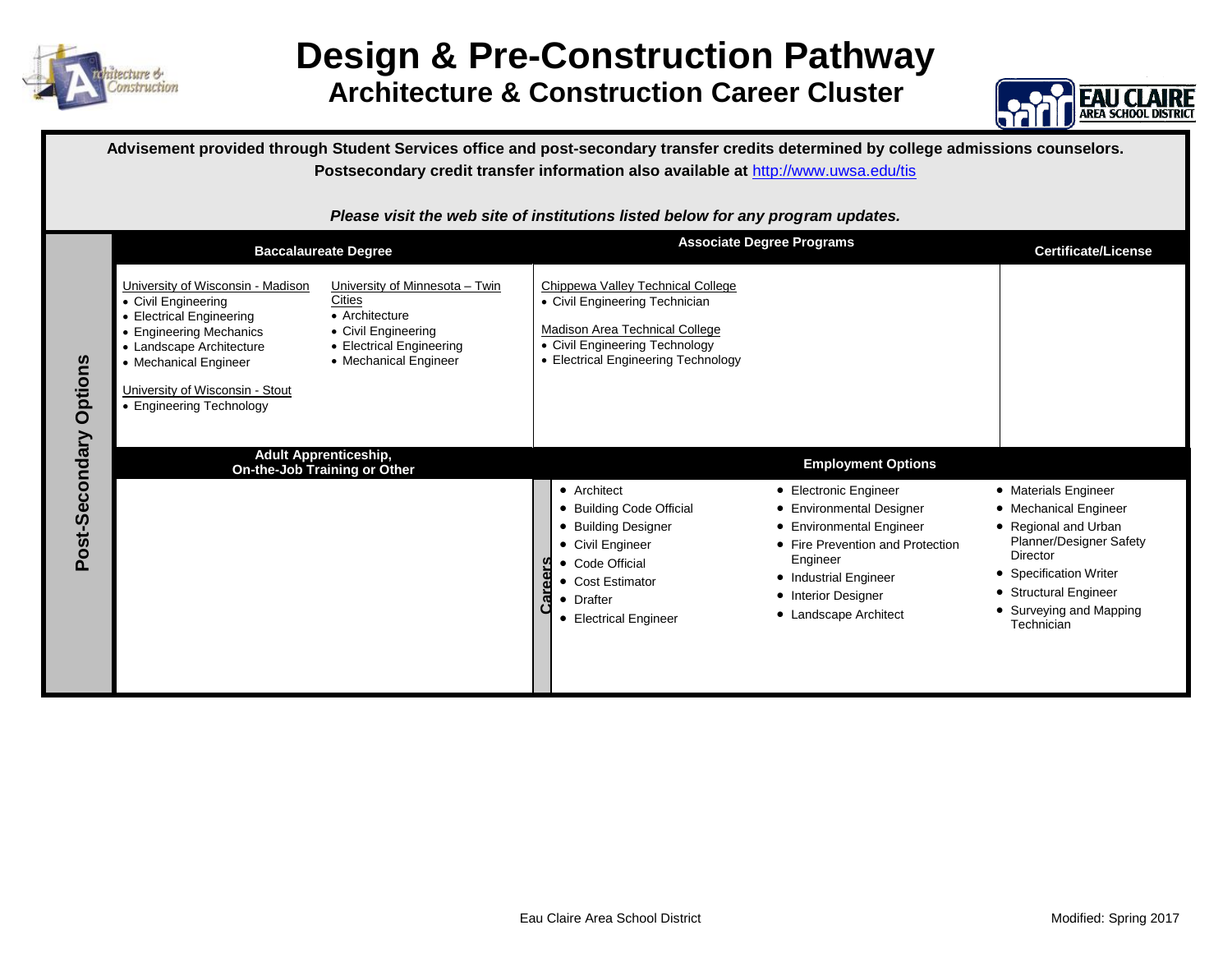# Design & Pre-Construction Pathway

## Architecture & Construction Career Cluster

**Advisement provided through Student Services office and post-secondary transfer credits determined by college admissions counselors.**
**Postsecondary credit transfer information also available at** http://www.uwsa.edu/tis

***Please visit the web site of institutions listed below for any program updates.***

## Post-Secondary Options

| Baccalaureate Degree | Associate Degree Programs | Certificate/License |
|---|---|---|
| University of Wisconsin - Madison<br>• Civil Engineering<br>• Electrical Engineering<br>• Engineering Mechanics<br>• Landscape Architecture<br>• Mechanical Engineer<br><br>University of Minnesota – Twin Cities<br>• Architecture<br>• Civil Engineering<br>• Electrical Engineering<br>• Mechanical Engineer<br><br>University of Wisconsin - Stout<br>• Engineering Technology | Chippewa Valley Technical College<br>• Civil Engineering Technician<br><br>Madison Area Technical College<br>• Civil Engineering Technology<br>• Electrical Engineering Technology | |

| Adult Apprenticeship, On-the-Job Training or Other | Employment Options |
|---|---|
| | **Careers**<br>• Architect<br>• Building Code Official<br>• Building Designer<br>• Civil Engineer<br>• Code Official<br>• Cost Estimator<br>• Drafter<br>• Electrical Engineer<br>• Electronic Engineer<br>• Environmental Designer<br>• Environmental Engineer<br>• Fire Prevention and Protection Engineer<br>• Industrial Engineer<br>• Interior Designer<br>• Landscape Architect<br>• Materials Engineer<br>• Mechanical Engineer<br>• Regional and Urban Planner/Designer Safety Director<br>• Specification Writer<br>• Structural Engineer<br>• Surveying and Mapping Technician |

Eau Claire Area School District

Modified: Spring 2017